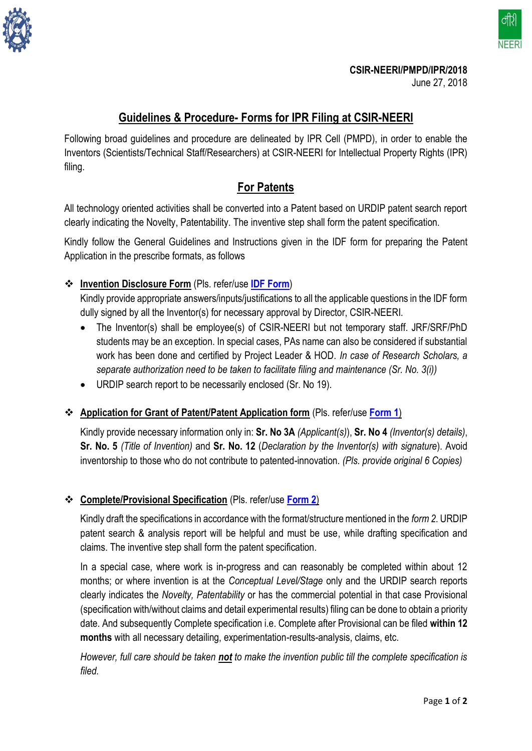**CSIR-NEERI/PMPD/IPR/2018**
June 27, 2018

# Guidelines & Procedure- Forms for IPR Filing at CSIR-NEERI

Following broad guidelines and procedure are delineated by IPR Cell (PMPD), in order to enable the Inventors (Scientists/Technical Staff/Researchers) at CSIR-NEERI for Intellectual Property Rights (IPR) filing.

## For Patents

All technology oriented activities shall be converted into a Patent based on URDIP patent search report clearly indicating the Novelty, Patentability. The inventive step shall form the patent specification.

Kindly follow the General Guidelines and Instructions given in the IDF form for preparing the Patent Application in the prescribe formats, as follows

❖ **Invention Disclosure Form** (Pls. refer/use **IDF Form**)

Kindly provide appropriate answers/inputs/justifications to all the applicable questions in the IDF form dully signed by all the Inventor(s) for necessary approval by Director, CSIR-NEERI.

- The Inventor(s) shall be employee(s) of CSIR-NEERI but not temporary staff. JRF/SRF/PhD students may be an exception. In special cases, PAs name can also be considered if substantial work has been done and certified by Project Leader & HOD. *In case of Research Scholars, a separate authorization need to be taken to facilitate filing and maintenance (Sr. No. 3(i))*
- URDIP search report to be necessarily enclosed (Sr. No 19).

❖ **Application for Grant of Patent/Patent Application form** (Pls. refer/use **Form 1**)

Kindly provide necessary information only in: **Sr. No 3A** *(Applicant(s))*, **Sr. No 4** *(Inventor(s) details)*, **Sr. No. 5** *(Title of Invention)* and **Sr. No. 12** (*Declaration by the Inventor(s) with signature*). Avoid inventorship to those who do not contribute to patented-innovation. *(Pls. provide original 6 Copies)*

❖ **Complete/Provisional Specification** (Pls. refer/use **Form 2**)

Kindly draft the specifications in accordance with the format/structure mentioned in the *form 2*. URDIP patent search & analysis report will be helpful and must be use, while drafting specification and claims. The inventive step shall form the patent specification.

In a special case, where work is in-progress and can reasonably be completed within about 12 months; or where invention is at the *Conceptual Level/Stage* only and the URDIP search reports clearly indicates the *Novelty, Patentability* or has the commercial potential in that case Provisional (specification with/without claims and detail experimental results) filing can be done to obtain a priority date. And subsequently Complete specification i.e. Complete after Provisional can be filed **within 12 months** with all necessary detailing, experimentation-results-analysis, claims, etc.

*However, full care should be taken **not** to make the invention public till the complete specification is filed.*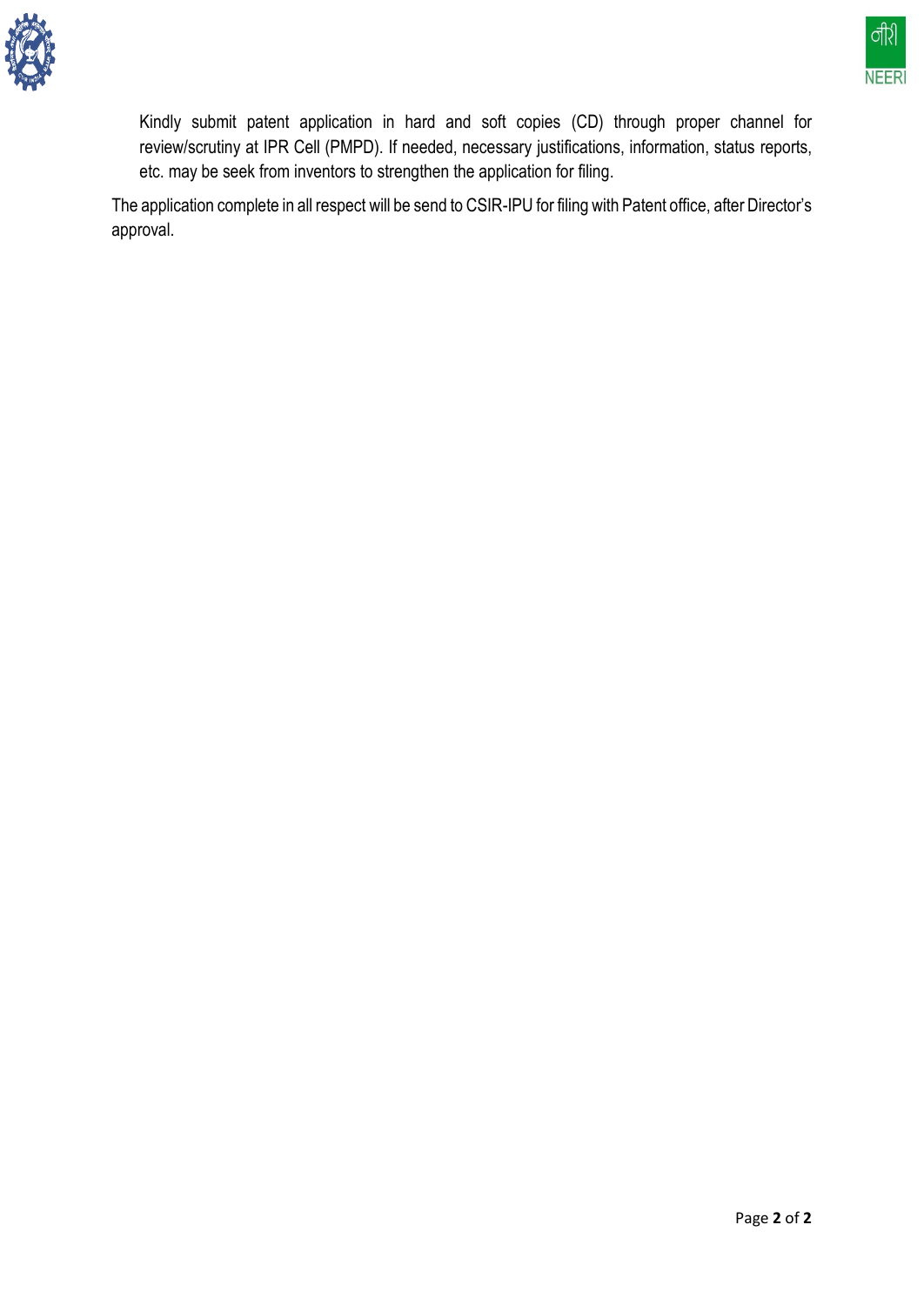Kindly submit patent application in hard and soft copies (CD) through proper channel for review/scrutiny at IPR Cell (PMPD). If needed, necessary justifications, information, status reports, etc. may be seek from inventors to strengthen the application for filing.

The application complete in all respect will be send to CSIR-IPU for filing with Patent office, after Director's approval.